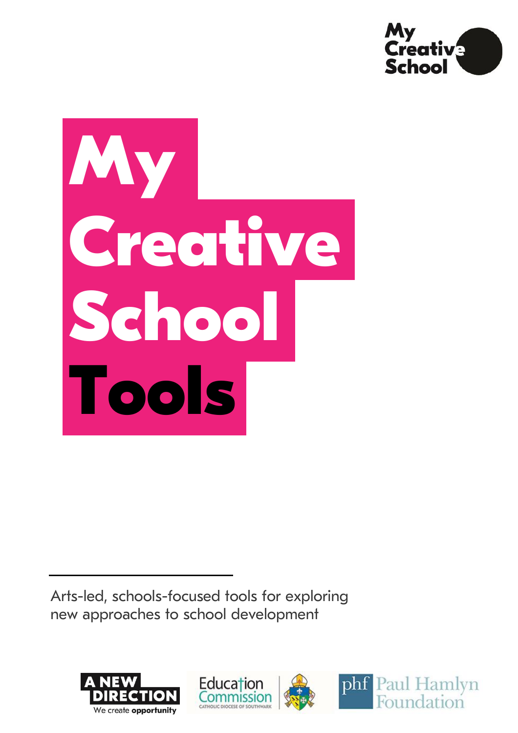# My Creative School Tools

Arts-led, schools-focused tools for exploring new approaches to school development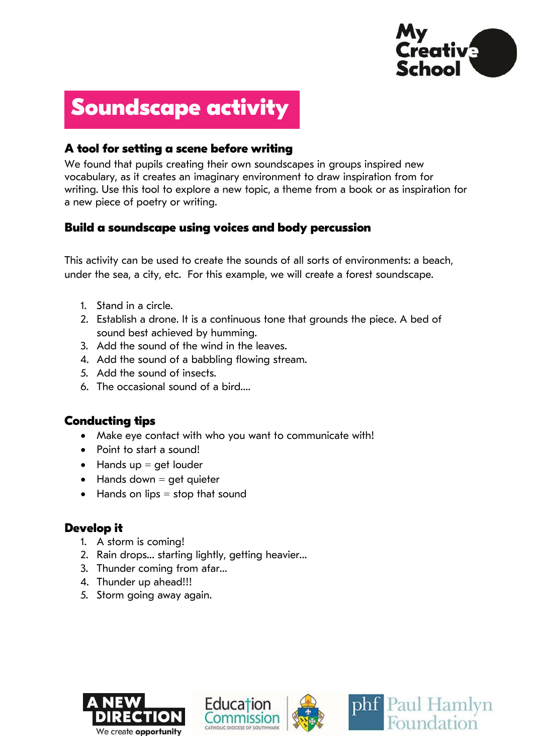# Soundscape activity

## A tool for setting a scene before writing

We found that pupils creating their own soundscapes in groups inspired new vocabulary, as it creates an imaginary environment to draw inspiration from for writing. Use this tool to explore a new topic, a theme from a book or as inspiration for a new piece of poetry or writing.

## Build a soundscape using voices and body percussion

This activity can be used to create the sounds of all sorts of environments: a beach, under the sea, a city, etc.  For this example, we will create a forest soundscape.

1. Stand in a circle.
2. Establish a drone. It is a continuous tone that grounds the piece. A bed of sound best achieved by humming.
3. Add the sound of the wind in the leaves.
4. Add the sound of a babbling flowing stream.
5. Add the sound of insects.
6. The occasional sound of a bird....

## Conducting tips

- Make eye contact with who you want to communicate with!
- Point to start a sound!
- Hands up = get louder
- Hands down = get quieter
- Hands on lips = stop that sound

## Develop it

1. A storm is coming!
2. Rain drops... starting lightly, getting heavier...
3. Thunder coming from afar...
4. Thunder up ahead!!!
5. Storm going away again.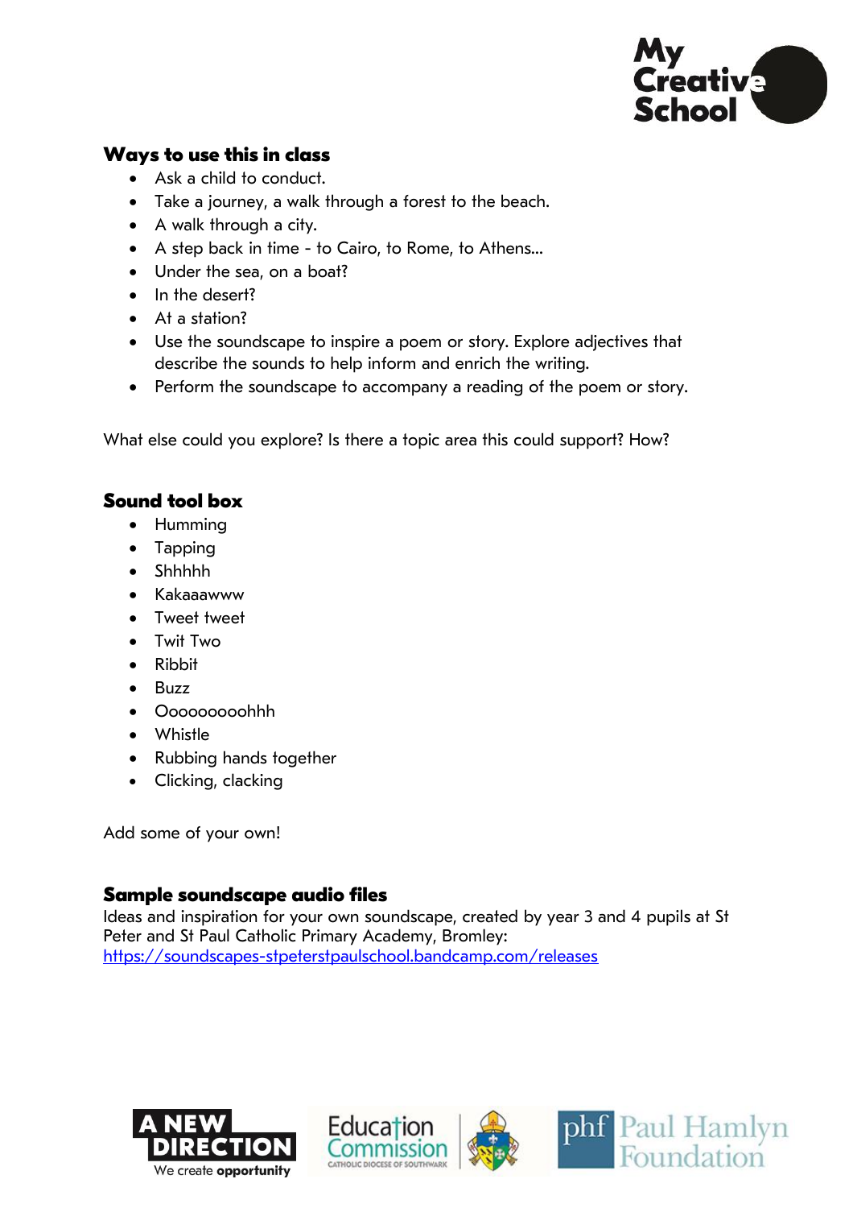## Ways to use this in class

- Ask a child to conduct.
- Take a journey, a walk through a forest to the beach.
- A walk through a city.
- A step back in time - to Cairo, to Rome, to Athens...
- Under the sea, on a boat?
- In the desert?
- At a station?
- Use the soundscape to inspire a poem or story. Explore adjectives that describe the sounds to help inform and enrich the writing.
- Perform the soundscape to accompany a reading of the poem or story.

What else could you explore? Is there a topic area this could support? How?

## Sound tool box

- Humming
- Tapping
- Shhhhh
- Kakaaawww
- Tweet tweet
- Twit Two
- Ribbit
- Buzz
- Oooooooooohhh
- Whistle
- Rubbing hands together
- Clicking, clacking

Add some of your own!

## Sample soundscape audio files

Ideas and inspiration for your own soundscape, created by year 3 and 4 pupils at St Peter and St Paul Catholic Primary Academy, Bromley:
[https://soundscapes-stpeterstpaulschool.bandcamp.com/releases](https://soundscapes-stpeterstpaulschool.bandcamp.com/releases)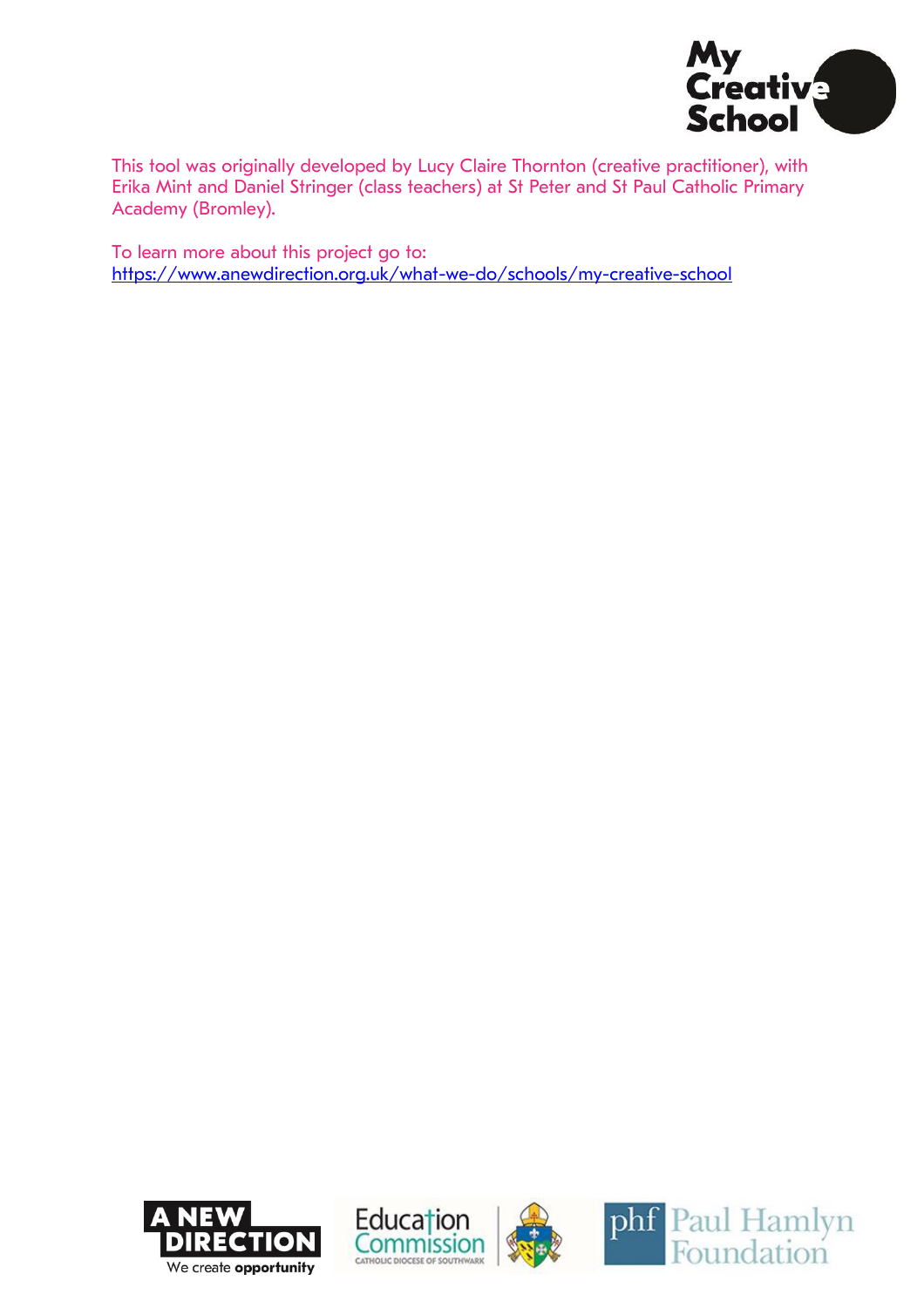This tool was originally developed by Lucy Claire Thornton (creative practitioner), with Erika Mint and Daniel Stringer (class teachers) at St Peter and St Paul Catholic Primary Academy (Bromley).

To learn more about this project go to:
https://www.anewdirection.org.uk/what-we-do/schools/my-creative-school